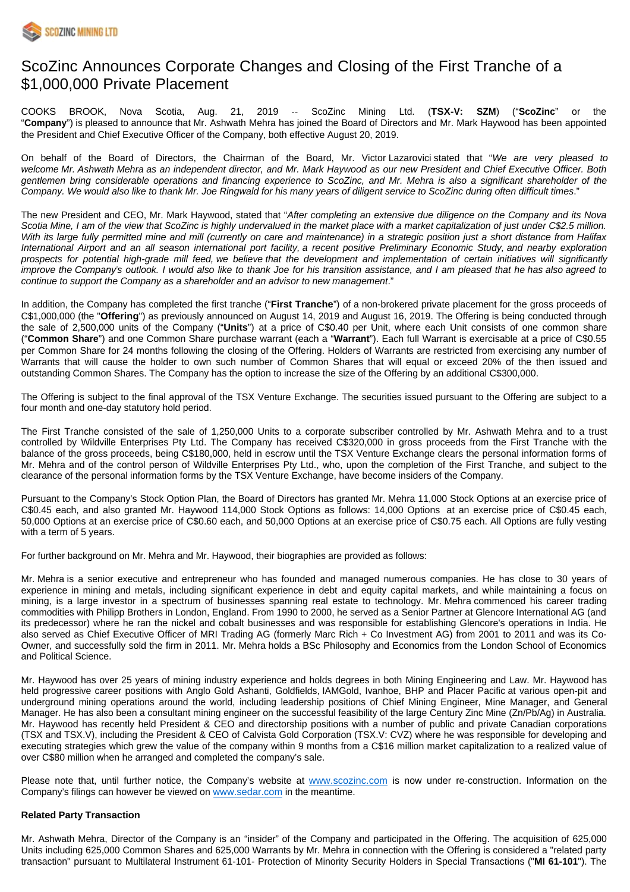# ScoZinc Announces Corporate Changes and Closing of the First Tranche of a $1,000,000 Private Placement

COOKS BROOK, Nova Scotia, Aug. 21, 2019 -- ScoZinc Mining Ltd. (**TSX-V: SZM**) ("**ScoZinc**" or the "**Company**") is pleased to announce that Mr. Ashwath Mehra has joined the Board of Directors and Mr. Mark Haywood has been appointed the President and Chief Executive Officer of the Company, both effective August 20, 2019.

On behalf of the Board of Directors, the Chairman of the Board, Mr. Victor Lazarovici stated that "*We are very pleased to welcome Mr. Ashwath Mehra as an independent director, and Mr. Mark Haywood as our new President and Chief Executive Officer. Both gentlemen bring considerable operations and financing experience to ScoZinc, and Mr. Mehra is also a significant shareholder of the Company. We would also like to thank Mr. Joe Ringwald for his many years of diligent service to ScoZinc during often difficult times*."

The new President and CEO, Mr. Mark Haywood, stated that "*After completing an extensive due diligence on the Company and its Nova Scotia Mine, I am of the view that ScoZinc is highly undervalued in the market place with a market capitalization of just under C$2.5 million. With its large fully permitted mine and mill (currently on care and maintenance) in a strategic position just a short distance from Halifax International Airport and an all season international port facility, a recent positive Preliminary Economic Study, and nearby exploration prospects for potential high-grade mill feed, we believe that the development and implementation of certain initiatives will significantly improve the Company's outlook. I would also like to thank Joe for his transition assistance, and I am pleased that he has also agreed to continue to support the Company as a shareholder and an advisor to new management*."

In addition, the Company has completed the first tranche ("**First Tranche**") of a non-brokered private placement for the gross proceeds of C$1,000,000 (the "**Offering**") as previously announced on August 14, 2019 and August 16, 2019. The Offering is being conducted through the sale of 2,500,000 units of the Company ("**Units**") at a price of C$0.40 per Unit, where each Unit consists of one common share ("**Common Share**") and one Common Share purchase warrant (each a "**Warrant**"). Each full Warrant is exercisable at a price of C$0.55 per Common Share for 24 months following the closing of the Offering. Holders of Warrants are restricted from exercising any number of Warrants that will cause the holder to own such number of Common Shares that will equal or exceed 20% of the then issued and outstanding Common Shares. The Company has the option to increase the size of the Offering by an additional C$300,000.

The Offering is subject to the final approval of the TSX Venture Exchange. The securities issued pursuant to the Offering are subject to a four month and one-day statutory hold period.

The First Tranche consisted of the sale of 1,250,000 Units to a corporate subscriber controlled by Mr. Ashwath Mehra and to a trust controlled by Wildville Enterprises Pty Ltd. The Company has received C$320,000 in gross proceeds from the First Tranche with the balance of the gross proceeds, being C$180,000, held in escrow until the TSX Venture Exchange clears the personal information forms of Mr. Mehra and of the control person of Wildville Enterprises Pty Ltd., who, upon the completion of the First Tranche, and subject to the clearance of the personal information forms by the TSX Venture Exchange, have become insiders of the Company.

Pursuant to the Company's Stock Option Plan, the Board of Directors has granted Mr. Mehra 11,000 Stock Options at an exercise price of C$0.45 each, and also granted Mr. Haywood 114,000 Stock Options as follows: 14,000 Options at an exercise price of C$0.45 each, 50,000 Options at an exercise price of C$0.60 each, and 50,000 Options at an exercise price of C$0.75 each. All Options are fully vesting with a term of 5 years.

For further background on Mr. Mehra and Mr. Haywood, their biographies are provided as follows:

Mr. Mehra is a senior executive and entrepreneur who has founded and managed numerous companies. He has close to 30 years of experience in mining and metals, including significant experience in debt and equity capital markets, and while maintaining a focus on mining, is a large investor in a spectrum of businesses spanning real estate to technology. Mr. Mehra commenced his career trading commodities with Philipp Brothers in London, England. From 1990 to 2000, he served as a Senior Partner at Glencore International AG (and its predecessor) where he ran the nickel and cobalt businesses and was responsible for establishing Glencore's operations in India. He also served as Chief Executive Officer of MRI Trading AG (formerly Marc Rich + Co Investment AG) from 2001 to 2011 and was its Co-Owner, and successfully sold the firm in 2011. Mr. Mehra holds a BSc Philosophy and Economics from the London School of Economics and Political Science.

Mr. Haywood has over 25 years of mining industry experience and holds degrees in both Mining Engineering and Law. Mr. Haywood has held progressive career positions with Anglo Gold Ashanti, Goldfields, IAMGold, Ivanhoe, BHP and Placer Pacific at various open-pit and underground mining operations around the world, including leadership positions of Chief Mining Engineer, Mine Manager, and General Manager. He has also been a consultant mining engineer on the successful feasibility of the large Century Zinc Mine (Zn/Pb/Ag) in Australia. Mr. Haywood has recently held President & CEO and directorship positions with a number of public and private Canadian corporations (TSX and TSX.V), including the President & CEO of Calvista Gold Corporation (TSX.V: CVZ) where he was responsible for developing and executing strategies which grew the value of the company within 9 months from a C$16 million market capitalization to a realized value of over C$80 million when he arranged and completed the company's sale.

Please note that, until further notice, the Company's website at www.scozinc.com is now under re-construction. Information on the Company's filings can however be viewed on www.sedar.com in the meantime.

**Related Party Transaction**

Mr. Ashwath Mehra, Director of the Company is an "insider" of the Company and participated in the Offering. The acquisition of 625,000 Units including 625,000 Common Shares and 625,000 Warrants by Mr. Mehra in connection with the Offering is considered a "related party transaction" pursuant to Multilateral Instrument 61-101- Protection of Minority Security Holders in Special Transactions ("**MI 61-101**"). The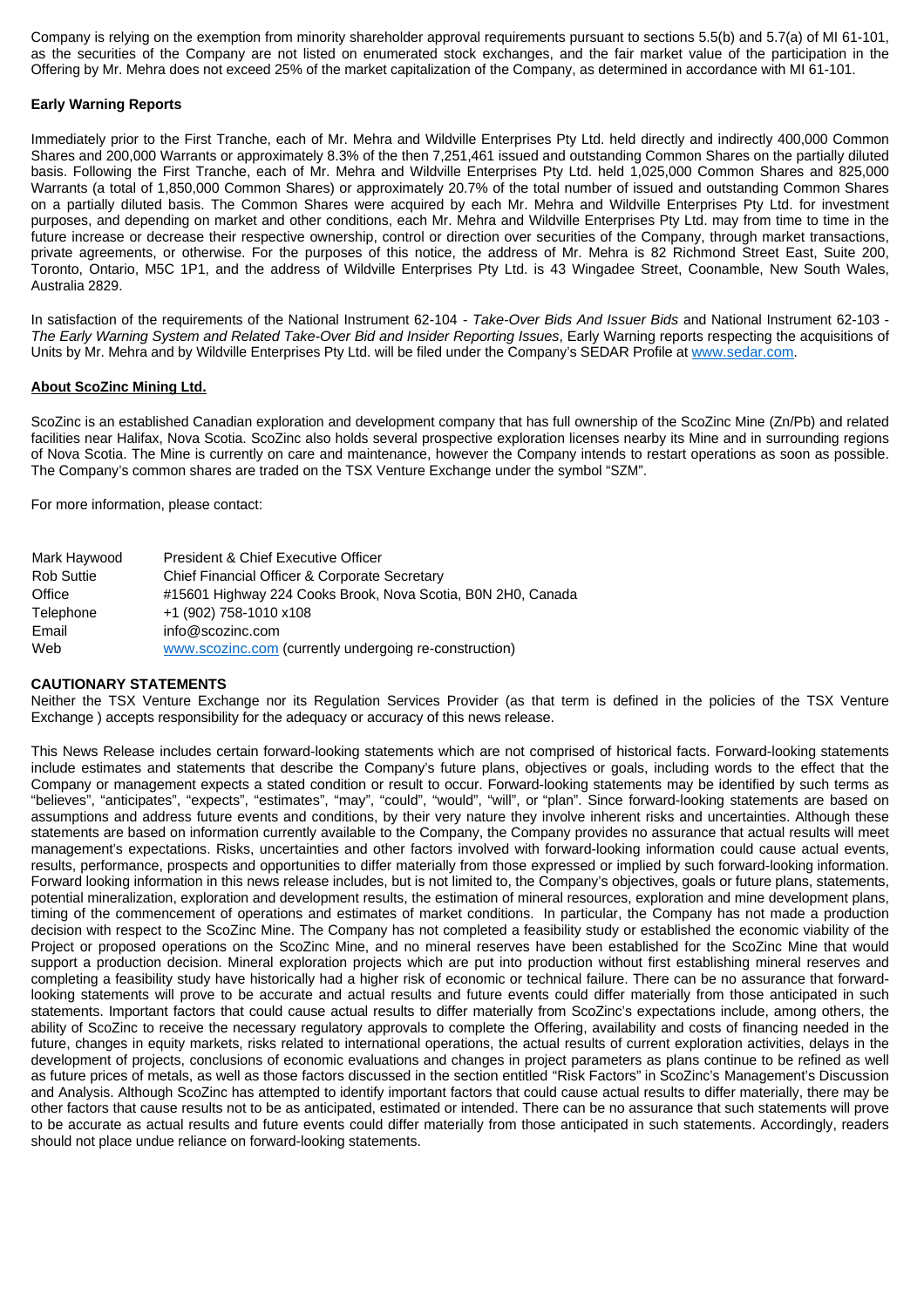Company is relying on the exemption from minority shareholder approval requirements pursuant to sections 5.5(b) and 5.7(a) of MI 61-101, as the securities of the Company are not listed on enumerated stock exchanges, and the fair market value of the participation in the Offering by Mr. Mehra does not exceed 25% of the market capitalization of the Company, as determined in accordance with MI 61-101.

**Early Warning Reports**

Immediately prior to the First Tranche, each of Mr. Mehra and Wildville Enterprises Pty Ltd. held directly and indirectly 400,000 Common Shares and 200,000 Warrants or approximately 8.3% of the then 7,251,461 issued and outstanding Common Shares on the partially diluted basis. Following the First Tranche, each of Mr. Mehra and Wildville Enterprises Pty Ltd. held 1,025,000 Common Shares and 825,000 Warrants (a total of 1,850,000 Common Shares) or approximately 20.7% of the total number of issued and outstanding Common Shares on a partially diluted basis. The Common Shares were acquired by each Mr. Mehra and Wildville Enterprises Pty Ltd. for investment purposes, and depending on market and other conditions, each Mr. Mehra and Wildville Enterprises Pty Ltd. may from time to time in the future increase or decrease their respective ownership, control or direction over securities of the Company, through market transactions, private agreements, or otherwise. For the purposes of this notice, the address of Mr. Mehra is 82 Richmond Street East, Suite 200, Toronto, Ontario, M5C 1P1, and the address of Wildville Enterprises Pty Ltd. is 43 Wingadee Street, Coonamble, New South Wales, Australia 2829.

In satisfaction of the requirements of the National Instrument 62-104 - *Take-Over Bids And Issuer Bids* and National Instrument 62-103 - *The Early Warning System and Related Take-Over Bid and Insider Reporting Issues*, Early Warning reports respecting the acquisitions of Units by Mr. Mehra and by Wildville Enterprises Pty Ltd. will be filed under the Company's SEDAR Profile at www.sedar.com.

**About ScoZinc Mining Ltd.**

ScoZinc is an established Canadian exploration and development company that has full ownership of the ScoZinc Mine (Zn/Pb) and related facilities near Halifax, Nova Scotia. ScoZinc also holds several prospective exploration licenses nearby its Mine and in surrounding regions of Nova Scotia. The Mine is currently on care and maintenance, however the Company intends to restart operations as soon as possible. The Company's common shares are traded on the TSX Venture Exchange under the symbol "SZM".

For more information, please contact:

| | |
|---|---|
| Mark Haywood | President & Chief Executive Officer |
| Rob Suttie | Chief Financial Officer & Corporate Secretary |
| Office | #15601 Highway 224 Cooks Brook, Nova Scotia, B0N 2H0, Canada |
| Telephone | +1 (902) 758-1010 x108 |
| Email | info@scozinc.com |
| Web | www.scozinc.com (currently undergoing re-construction) |

**CAUTIONARY STATEMENTS**

Neither the TSX Venture Exchange nor its Regulation Services Provider (as that term is defined in the policies of the TSX Venture Exchange ) accepts responsibility for the adequacy or accuracy of this news release.

This News Release includes certain forward-looking statements which are not comprised of historical facts. Forward-looking statements include estimates and statements that describe the Company's future plans, objectives or goals, including words to the effect that the Company or management expects a stated condition or result to occur. Forward-looking statements may be identified by such terms as "believes", "anticipates", "expects", "estimates", "may", "could", "would", "will", or "plan". Since forward-looking statements are based on assumptions and address future events and conditions, by their very nature they involve inherent risks and uncertainties. Although these statements are based on information currently available to the Company, the Company provides no assurance that actual results will meet management's expectations. Risks, uncertainties and other factors involved with forward-looking information could cause actual events, results, performance, prospects and opportunities to differ materially from those expressed or implied by such forward-looking information. Forward looking information in this news release includes, but is not limited to, the Company's objectives, goals or future plans, statements, potential mineralization, exploration and development results, the estimation of mineral resources, exploration and mine development plans, timing of the commencement of operations and estimates of market conditions. In particular, the Company has not made a production decision with respect to the ScoZinc Mine. The Company has not completed a feasibility study or established the economic viability of the Project or proposed operations on the ScoZinc Mine, and no mineral reserves have been established for the ScoZinc Mine that would support a production decision. Mineral exploration projects which are put into production without first establishing mineral reserves and completing a feasibility study have historically had a higher risk of economic or technical failure. There can be no assurance that forward-looking statements will prove to be accurate and actual results and future events could differ materially from those anticipated in such statements. Important factors that could cause actual results to differ materially from ScoZinc's expectations include, among others, the ability of ScoZinc to receive the necessary regulatory approvals to complete the Offering, availability and costs of financing needed in the future, changes in equity markets, risks related to international operations, the actual results of current exploration activities, delays in the development of projects, conclusions of economic evaluations and changes in project parameters as plans continue to be refined as well as future prices of metals, as well as those factors discussed in the section entitled "Risk Factors" in ScoZinc's Management's Discussion and Analysis. Although ScoZinc has attempted to identify important factors that could cause actual results to differ materially, there may be other factors that cause results not to be as anticipated, estimated or intended. There can be no assurance that such statements will prove to be accurate as actual results and future events could differ materially from those anticipated in such statements. Accordingly, readers should not place undue reliance on forward-looking statements.